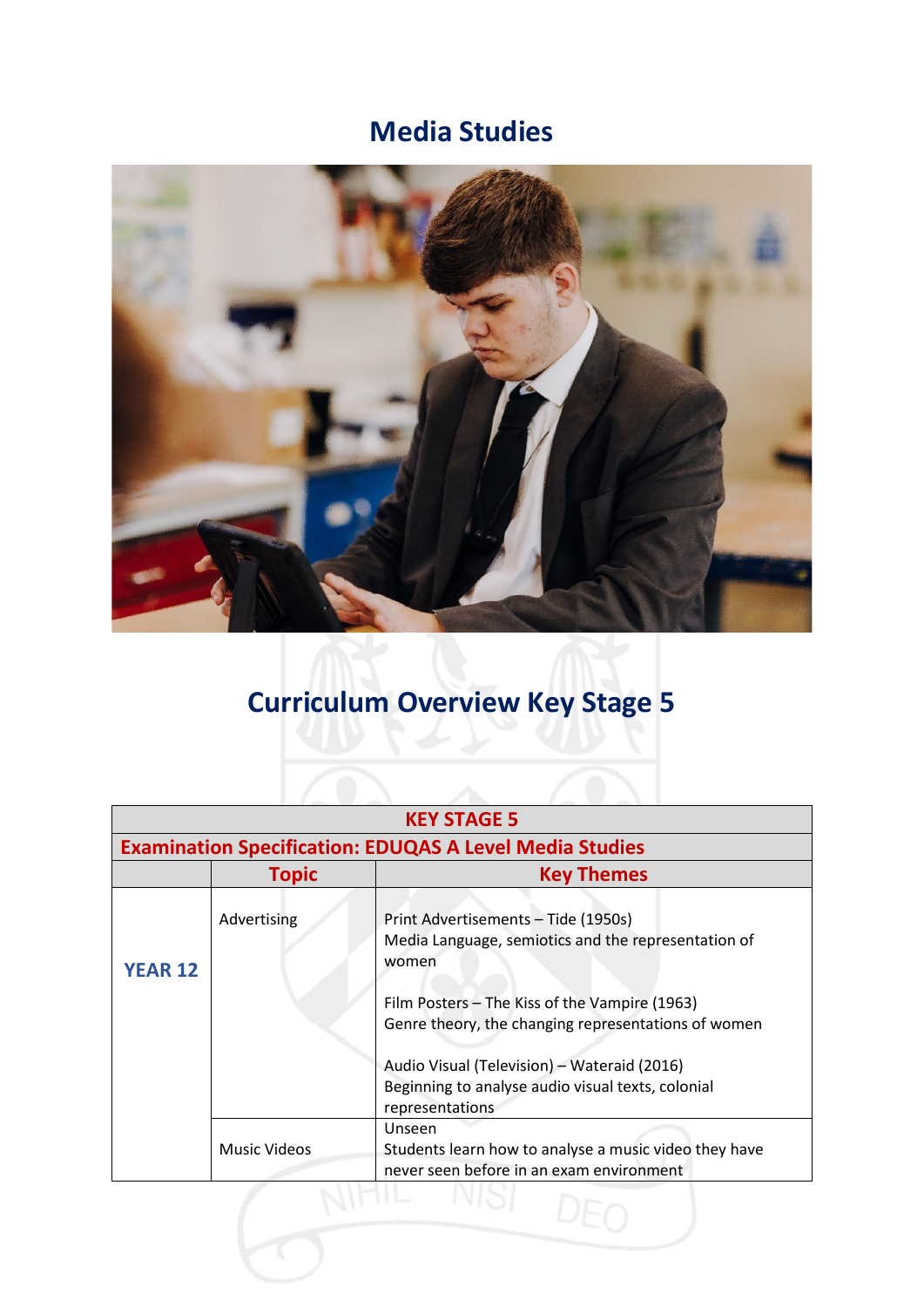# Media Studies

## Curriculum Overview Key Stage 5

| KEY STAGE 5 | | |
|---|---|---|
| **Examination Specification: EDUQAS A Level Media Studies** | | |
| | **Topic** | **Key Themes** |
| **YEAR 12** | Advertising | Print Advertisements – Tide (1950s)<br>Media Language, semiotics and the representation of women<br><br>Film Posters – The Kiss of the Vampire (1963)<br>Genre theory, the changing representations of women<br><br>Audio Visual (Television) – Wateraid (2016)<br>Beginning to analyse audio visual texts, colonial representations |
| | Music Videos | Unseen<br>Students learn how to analyse a music video they have never seen before in an exam environment |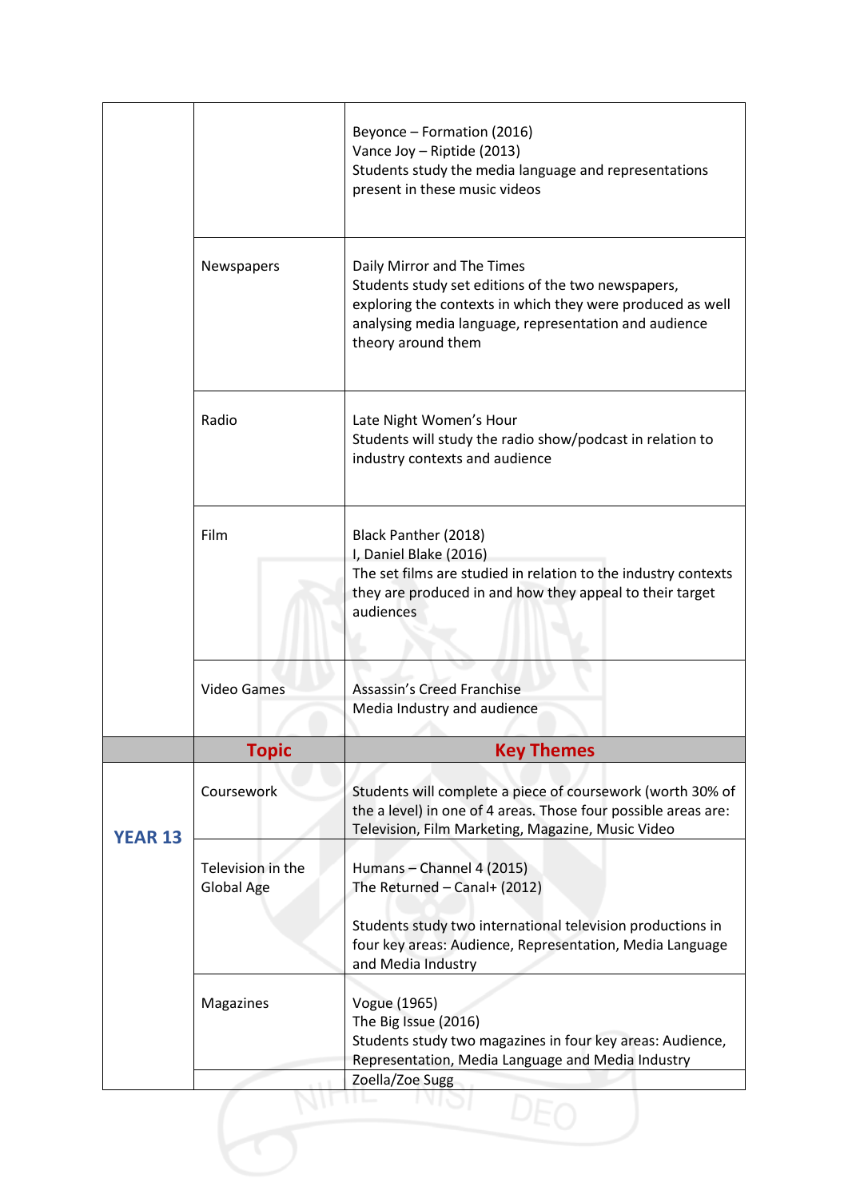| | | |
|---|---|---|
| | | Beyonce – Formation (2016)<br>Vance Joy – Riptide (2013)<br>Students study the media language and representations present in these music videos |
| | Newspapers | Daily Mirror and The Times<br>Students study set editions of the two newspapers, exploring the contexts in which they were produced as well analysing media language, representation and audience theory around them |
| | Radio | Late Night Women's Hour<br>Students will study the radio show/podcast in relation to industry contexts and audience |
| | Film | Black Panther (2018)<br>I, Daniel Blake (2016)<br>The set films are studied in relation to the industry contexts they are produced in and how they appeal to their target audiences |
| | Video Games | Assassin's Creed Franchise<br>Media Industry and audience |
| | **Topic** | **Key Themes** |
| **YEAR 13** | Coursework | Students will complete a piece of coursework (worth 30% of the a level) in one of 4 areas. Those four possible areas are: Television, Film Marketing, Magazine, Music Video |
| | Television in the Global Age | Humans – Channel 4 (2015)<br>The Returned – Canal+ (2012)<br><br>Students study two international television productions in four key areas: Audience, Representation, Media Language and Media Industry |
| | Magazines | Vogue (1965)<br>The Big Issue (2016)<br>Students study two magazines in four key areas: Audience, Representation, Media Language and Media Industry |
| | | Zoella/Zoe Sugg |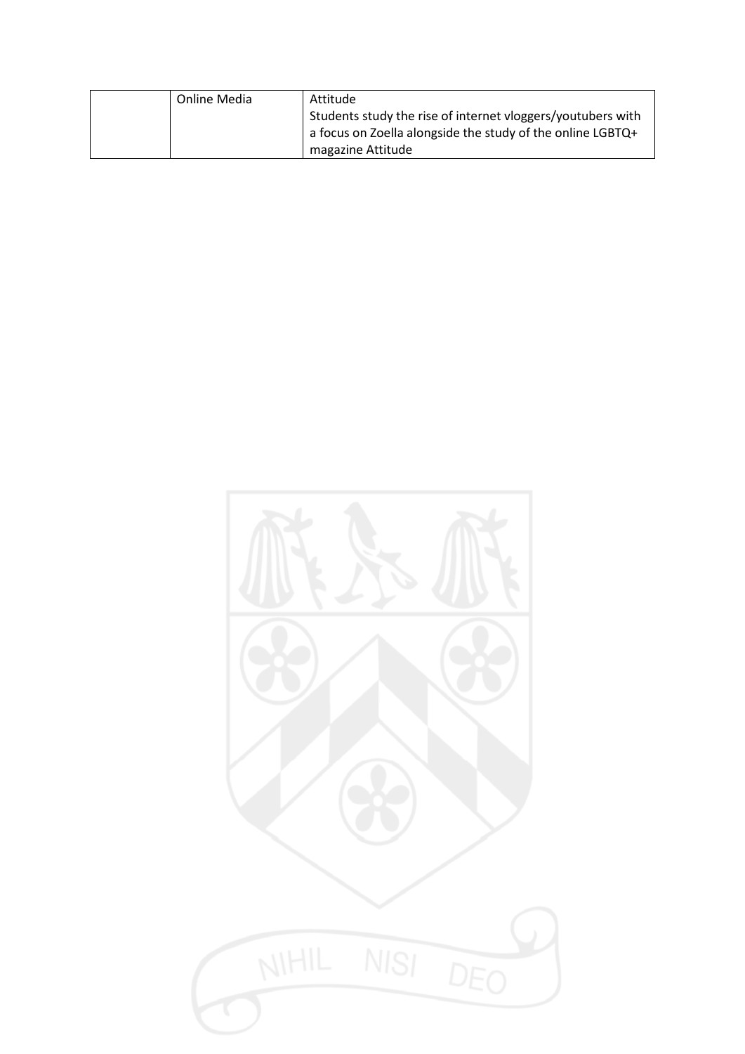| | | |
|---|---|---|
| | Online Media | Attitude<br>Students study the rise of internet vloggers/youtubers with a focus on Zoella alongside the study of the online LGBTQ+ magazine Attitude |